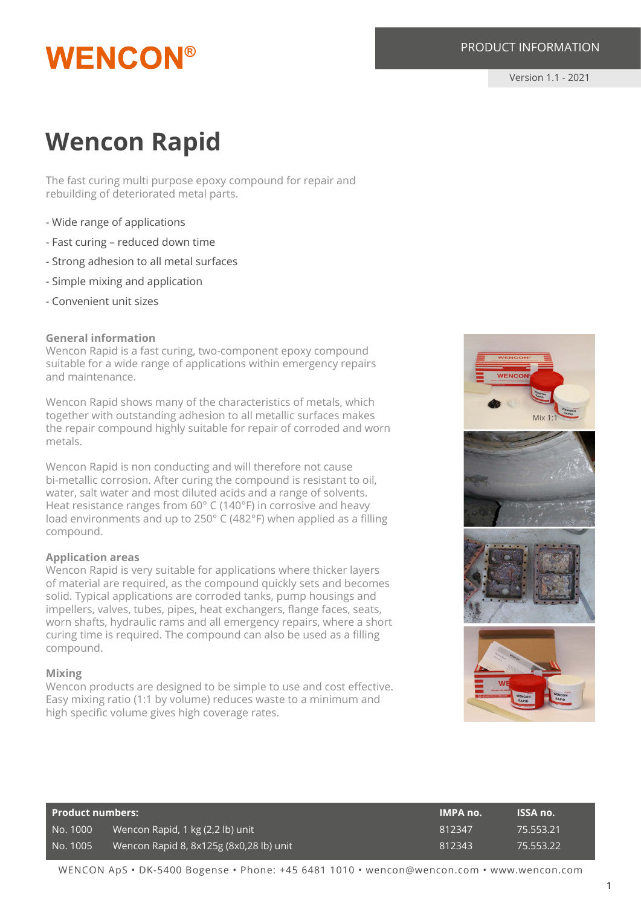# WENCON®

PRODUCT INFORMATION

Version 1.1 - 2021

# Wencon Rapid

The fast curing multi purpose epoxy compound for repair and rebuilding of deteriorated metal parts.

- Wide range of applications
- Fast curing – reduced down time
- Strong adhesion to all metal surfaces
- Simple mixing and application
- Convenient unit sizes

### General information

Wencon Rapid is a fast curing, two-component epoxy compound suitable for a wide range of applications within emergency repairs and maintenance.

Wencon Rapid shows many of the characteristics of metals, which together with outstanding adhesion to all metallic surfaces makes the repair compound highly suitable for repair of corroded and worn metals.

Wencon Rapid is non conducting and will therefore not cause bi-metallic corrosion. After curing the compound is resistant to oil, water, salt water and most diluted acids and a range of solvents. Heat resistance ranges from 60° C (140°F) in corrosive and heavy load environments and up to 250° C (482°F) when applied as a filling compound.

### Application areas

Wencon Rapid is very suitable for applications where thicker layers of material are required, as the compound quickly sets and becomes solid. Typical applications are corroded tanks, pump housings and impellers, valves, tubes, pipes, heat exchangers, flange faces, seats, worn shafts, hydraulic rams and all emergency repairs, where a short curing time is required. The compound can also be used as a filling compound.

### Mixing

Wencon products are designed to be simple to use and cost effective. Easy mixing ratio (1:1 by volume) reduces waste to a minimum and high specific volume gives high coverage rates.

Mix 1:1

| Product numbers: | | IMPA no. | ISSA no. |
|---|---|---|---|
| No. 1000 | Wencon Rapid, 1 kg (2,2 lb) unit | 812347 | 75.553.21 |
| No. 1005 | Wencon Rapid 8, 8x125g (8x0,28 lb) unit | 812343 | 75.553.22 |

WENCON ApS • DK-5400 Bogense • Phone: +45 6481 1010 • wencon@wencon.com • www.wencon.com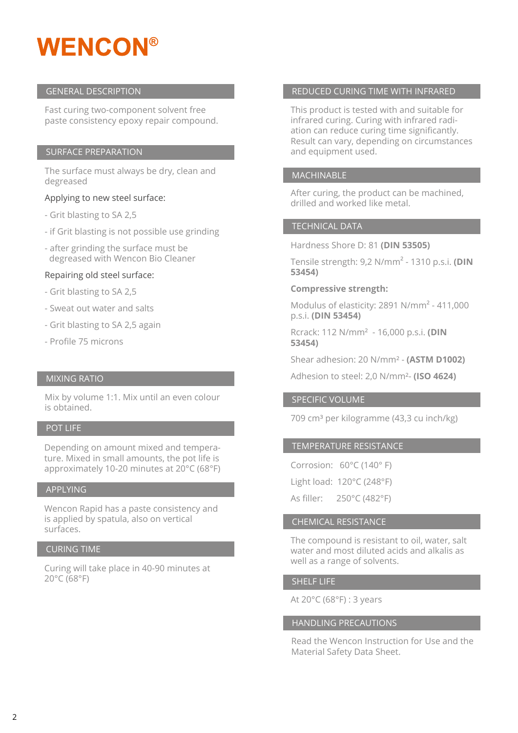# WENCON®

## GENERAL DESCRIPTION

Fast curing two-component solvent free paste consistency epoxy repair compound.

## SURFACE PREPARATION

The surface must always be dry, clean and degreased

Applying to new steel surface:

- Grit blasting to SA 2,5
- if Grit blasting is not possible use grinding
- after grinding the surface must be degreased with Wencon Bio Cleaner

Repairing old steel surface:

- Grit blasting to SA 2,5
- Sweat out water and salts
- Grit blasting to SA 2,5 again
- Profile 75 microns

## MIXING RATIO

Mix by volume 1:1. Mix until an even colour is obtained.

## POT LIFE

Depending on amount mixed and temperature. Mixed in small amounts, the pot life is approximately 10-20 minutes at 20°C (68°F)

## APPLYING

Wencon Rapid has a paste consistency and is applied by spatula, also on vertical surfaces.

## CURING TIME

Curing will take place in 40-90 minutes at 20°C (68°F)

## REDUCED CURING TIME WITH INFRARED

This product is tested with and suitable for infrared curing. Curing with infrared radiation can reduce curing time significantly. Result can vary, depending on circumstances and equipment used.

## MACHINABLE

After curing, the product can be machined, drilled and worked like metal.

## TECHNICAL DATA

Hardness Shore D: 81 **(DIN 53505)**

Tensile strength: 9,2 N/mm$^2$ - 1310 p.s.i. **(DIN 53454)**

**Compressive strength:**

Modulus of elasticity: 2891 N/mm$^2$ - 411,000 p.s.i. **(DIN 53454)**

Rcrack: 112 N/mm$^2$ - 16,000 p.s.i. **(DIN 53454)**

Shear adhesion: 20 N/mm$^2$ - **(ASTM D1002)**

Adhesion to steel: 2,0 N/mm$^2$- **(ISO 4624)**

## SPECIFIC VOLUME

709 cm$^3$ per kilogramme (43,3 cu inch/kg)

## TEMPERATURE RESISTANCE

Corrosion: 60°C (140° F)

Light load: 120°C (248°F)

As filler: 250°C (482°F)

## CHEMICAL RESISTANCE

The compound is resistant to oil, water, salt water and most diluted acids and alkalis as well as a range of solvents.

## SHELF LIFE

At 20°C (68°F) : 3 years

## HANDLING PRECAUTIONS

Read the Wencon Instruction for Use and the Material Safety Data Sheet.